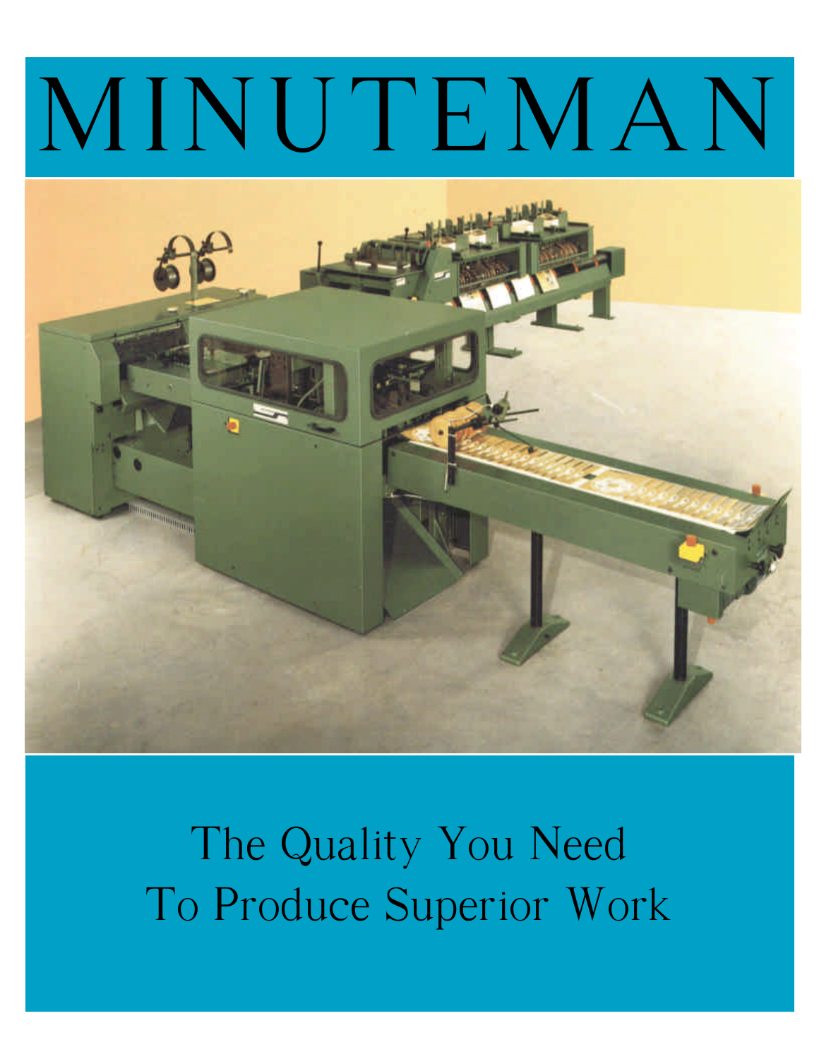# MINUTEMAN

The Quality You Need
To Produce Superior Work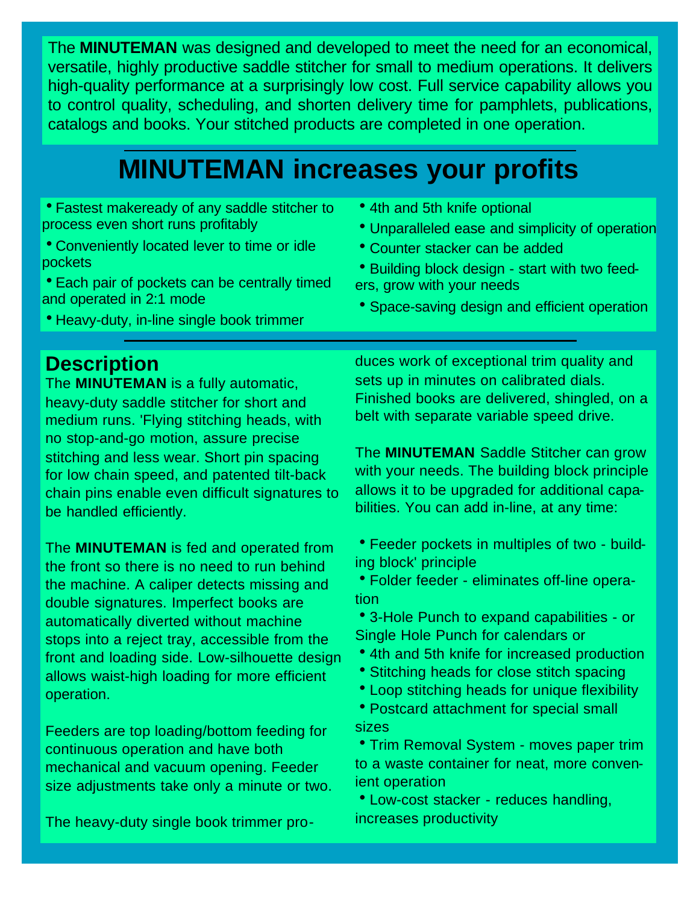The **MINUTEMAN** was designed and developed to meet the need for an economical, versatile, highly productive saddle stitcher for small to medium operations. It delivers high-quality performance at a surprisingly low cost. Full service capability allows you to control quality, scheduling, and shorten delivery time for pamphlets, publications, catalogs and books. Your stitched products are completed in one operation.

# MINUTEMAN increases your profits

- Fastest makeready of any saddle stitcher to process even short runs profitably
- Conveniently located lever to time or idle pockets
- Each pair of pockets can be centrally timed and operated in 2:1 mode
- Heavy-duty, in-line single book trimmer
- 4th and 5th knife optional
- Unparalleled ease and simplicity of operation
- Counter stacker can be added
- Building block design - start with two feeders, grow with your needs
- Space-saving design and efficient operation

## Description

The **MINUTEMAN** is a fully automatic, heavy-duty saddle stitcher for short and medium runs. 'Flying stitching heads, with no stop-and-go motion, assure precise stitching and less wear. Short pin spacing for low chain speed, and patented tilt-back chain pins enable even difficult signatures to be handled efficiently.

The **MINUTEMAN** is fed and operated from the front so there is no need to run behind the machine. A caliper detects missing and double signatures. Imperfect books are automatically diverted without machine stops into a reject tray, accessible from the front and loading side. Low-silhouette design allows waist-high loading for more efficient operation.

Feeders are top loading/bottom feeding for continuous operation and have both mechanical and vacuum opening. Feeder size adjustments take only a minute or two.

The heavy-duty single book trimmer produces work of exceptional trim quality and sets up in minutes on calibrated dials. Finished books are delivered, shingled, on a belt with separate variable speed drive.

The **MINUTEMAN** Saddle Stitcher can grow with your needs. The building block principle allows it to be upgraded for additional capabilities. You can add in-line, at any time:

- Feeder pockets in multiples of two - building block' principle
- Folder feeder - eliminates off-line operation
- 3-Hole Punch to expand capabilities - or Single Hole Punch for calendars or
- 4th and 5th knife for increased production
- Stitching heads for close stitch spacing
- Loop stitching heads for unique flexibility
- Postcard attachment for special small sizes
- Trim Removal System - moves paper trim to a waste container for neat, more convenient operation
- Low-cost stacker - reduces handling, increases productivity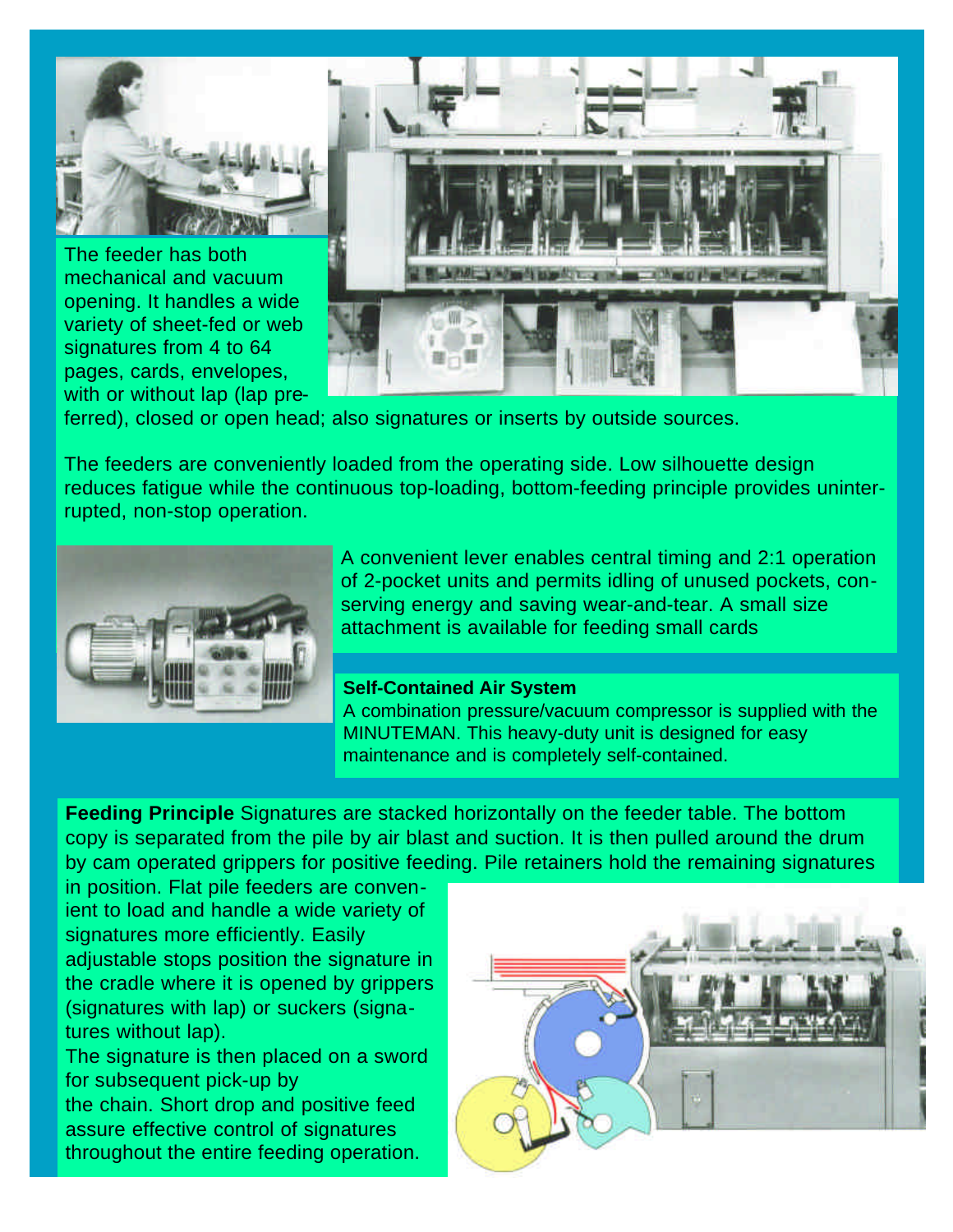The feeder has both mechanical and vacuum opening. It handles a wide variety of sheet-fed or web signatures from 4 to 64 pages, cards, envelopes, with or without lap (lap preferred), closed or open head; also signatures or inserts by outside sources.

The feeders are conveniently loaded from the operating side. Low silhouette design reduces fatigue while the continuous top-loading, bottom-feeding principle provides uninterrupted, non-stop operation.

A convenient lever enables central timing and 2:1 operation of 2-pocket units and permits idling of unused pockets, conserving energy and saving wear-and-tear. A small size attachment is available for feeding small cards

**Self-Contained Air System**
A combination pressure/vacuum compressor is supplied with the MINUTEMAN. This heavy-duty unit is designed for easy maintenance and is completely self-contained.

**Feeding Principle** Signatures are stacked horizontally on the feeder table. The bottom copy is separated from the pile by air blast and suction. It is then pulled around the drum by cam operated grippers for positive feeding. Pile retainers hold the remaining signatures in position. Flat pile feeders are convenient to load and handle a wide variety of signatures more efficiently. Easily adjustable stops position the signature in the cradle where it is opened by grippers (signatures with lap) or suckers (signatures without lap).
The signature is then placed on a sword for subsequent pick-up by the chain. Short drop and positive feed assure effective control of signatures throughout the entire feeding operation.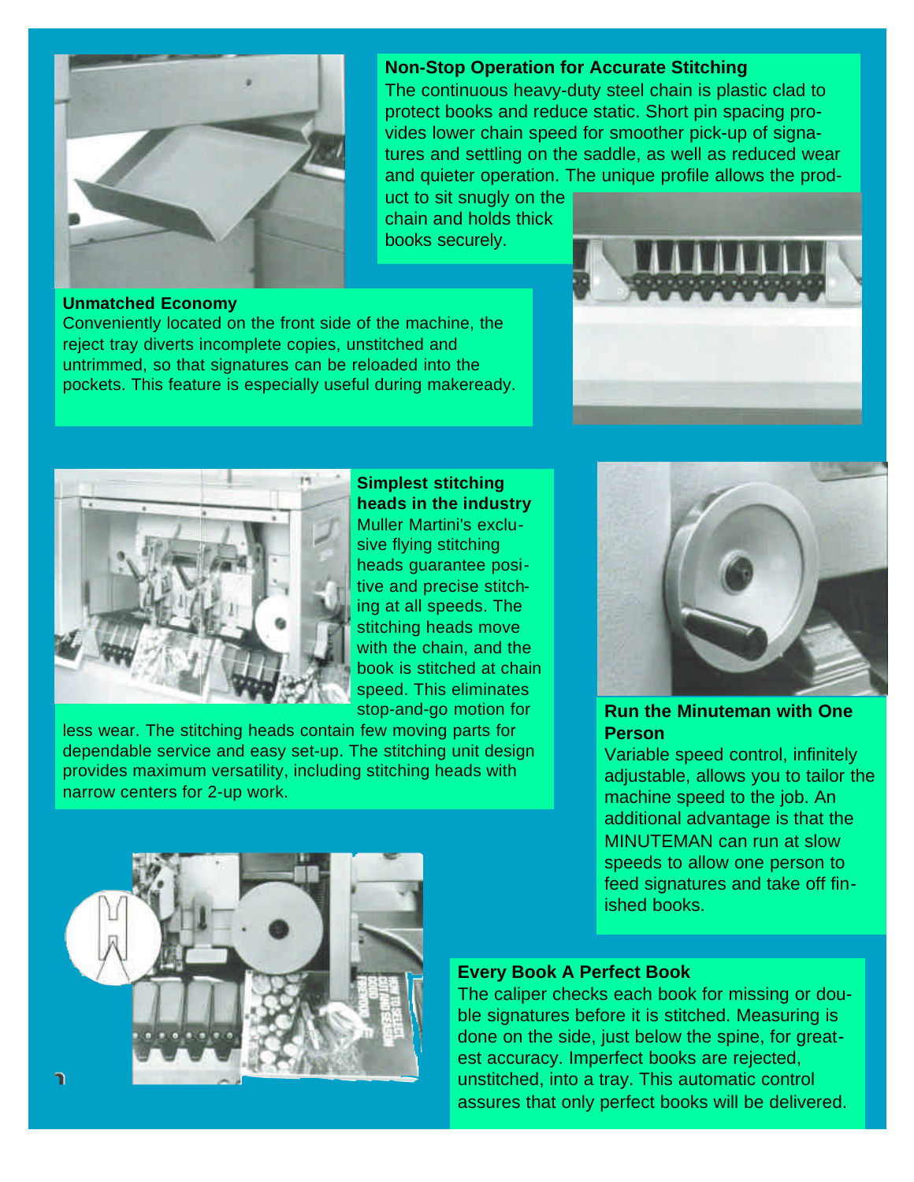## Non-Stop Operation for Accurate Stitching

The continuous heavy-duty steel chain is plastic clad to protect books and reduce static. Short pin spacing provides lower chain speed for smoother pick-up of signatures and settling on the saddle, as well as reduced wear and quieter operation. The unique profile allows the product to sit snugly on the chain and holds thick books securely.

## Unmatched Economy

Conveniently located on the front side of the machine, the reject tray diverts incomplete copies, unstitched and untrimmed, so that signatures can be reloaded into the pockets. This feature is especially useful during makeready.

## Simplest stitching heads in the industry

Muller Martini's exclusive flying stitching heads guarantee positive and precise stitching at all speeds. The stitching heads move with the chain, and the book is stitched at chain speed. This eliminates stop-and-go motion for less wear. The stitching heads contain few moving parts for dependable service and easy set-up. The stitching unit design provides maximum versatility, including stitching heads with narrow centers for 2-up work.

## Run the Minuteman with One Person

Variable speed control, infinitely adjustable, allows you to tailor the machine speed to the job. An additional advantage is that the MINUTEMAN can run at slow speeds to allow one person to feed signatures and take off finished books.

## Every Book A Perfect Book

The caliper checks each book for missing or double signatures before it is stitched. Measuring is done on the side, just below the spine, for greatest accuracy. Imperfect books are rejected, unstitched, into a tray. This automatic control assures that only perfect books will be delivered.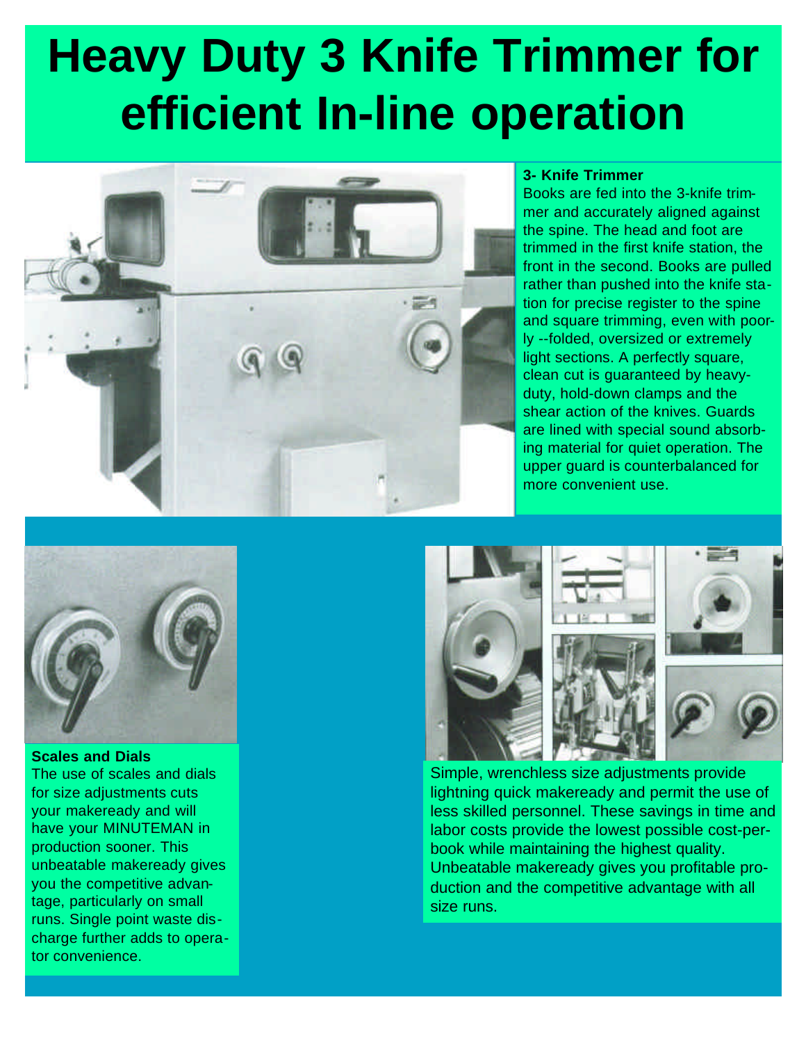# Heavy Duty 3 Knife Trimmer for efficient In-line operation

**3- Knife Trimmer**
Books are fed into the 3-knife trimmer and accurately aligned against the spine. The head and foot are trimmed in the first knife station, the front in the second. Books are pulled rather than pushed into the knife station for precise register to the spine and square trimming, even with poorly --folded, oversized or extremely light sections. A perfectly square, clean cut is guaranteed by heavy-duty, hold-down clamps and the shear action of the knives. Guards are lined with special sound absorbing material for quiet operation. The upper guard is counterbalanced for more convenient use.

**Scales and Dials**
The use of scales and dials for size adjustments cuts your makeready and will have your MINUTEMAN in production sooner. This unbeatable makeready gives you the competitive advantage, particularly on small runs. Single point waste discharge further adds to operator convenience.

Simple, wrenchless size adjustments provide lightning quick makeready and permit the use of less skilled personnel. These savings in time and labor costs provide the lowest possible cost-per-book while maintaining the highest quality. Unbeatable makeready gives you profitable production and the competitive advantage with all size runs.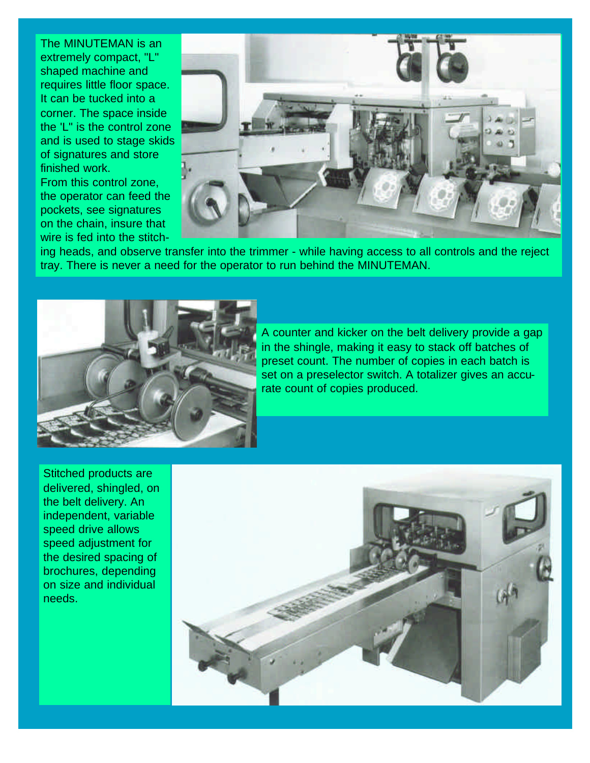The MINUTEMAN is an extremely compact, "L" shaped machine and requires little floor space. It can be tucked into a corner. The space inside the 'L" is the control zone and is used to stage skids of signatures and store finished work.

From this control zone, the operator can feed the pockets, see signatures on the chain, insure that wire is fed into the stitching heads, and observe transfer into the trimmer - while having access to all controls and the reject tray. There is never a need for the operator to run behind the MINUTEMAN.

A counter and kicker on the belt delivery provide a gap in the shingle, making it easy to stack off batches of preset count. The number of copies in each batch is set on a preselector switch. A totalizer gives an accurate count of copies produced.

Stitched products are delivered, shingled, on the belt delivery. An independent, variable speed drive allows speed adjustment for the desired spacing of brochures, depending on size and individual needs.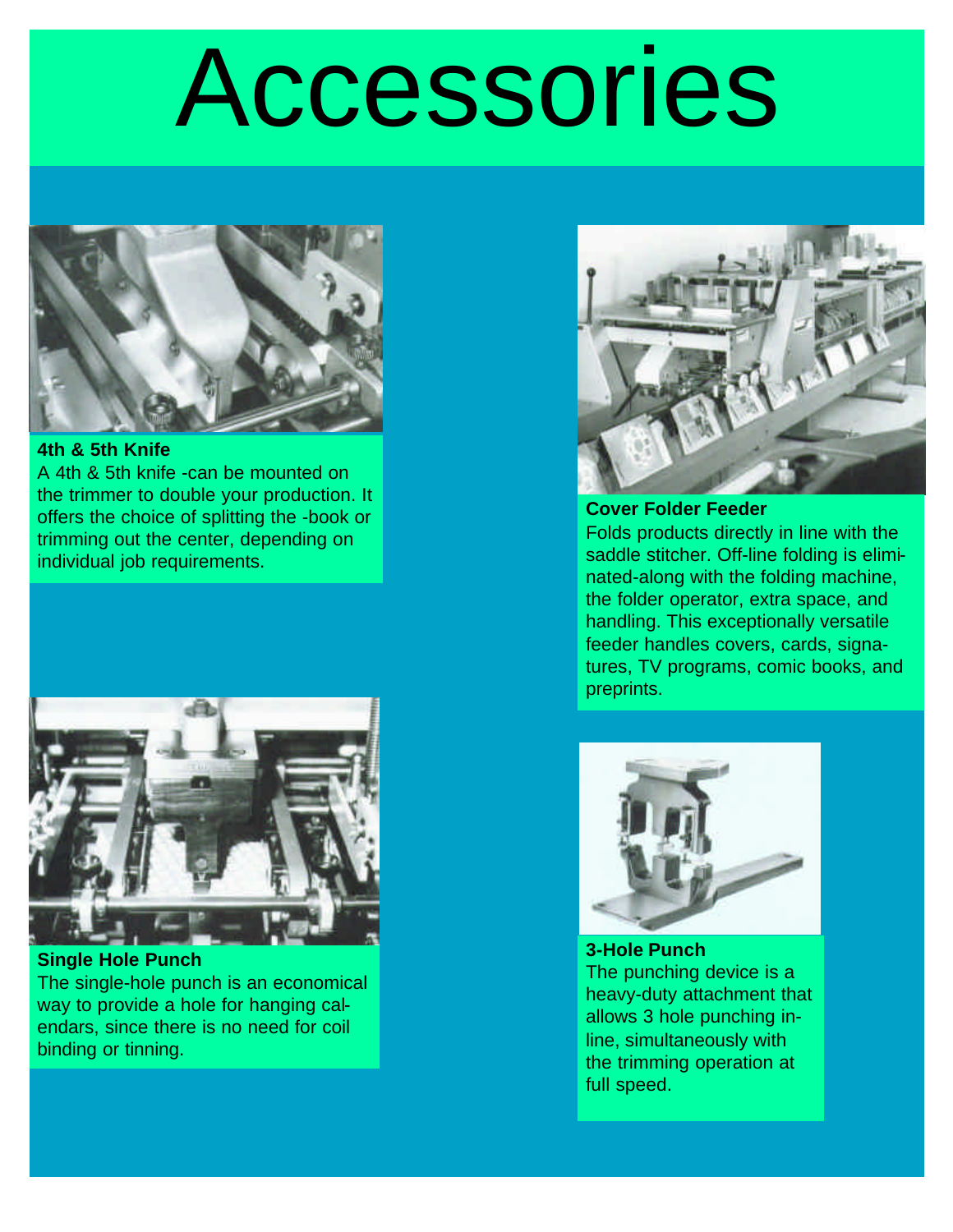# Accessories

**4th & 5th Knife**
A 4th & 5th knife -can be mounted on the trimmer to double your production. It offers the choice of splitting the -book or trimming out the center, depending on individual job requirements.

**Single Hole Punch**
The single-hole punch is an economical way to provide a hole for hanging calendars, since there is no need for coil binding or tinning.

**Cover Folder Feeder**
Folds products directly in line with the saddle stitcher. Off-line folding is eliminated-along with the folding machine, the folder operator, extra space, and handling. This exceptionally versatile feeder handles covers, cards, signatures, TV programs, comic books, and preprints.

**3-Hole Punch**
The punching device is a heavy-duty attachment that allows 3 hole punching in-line, simultaneously with the trimming operation at full speed.